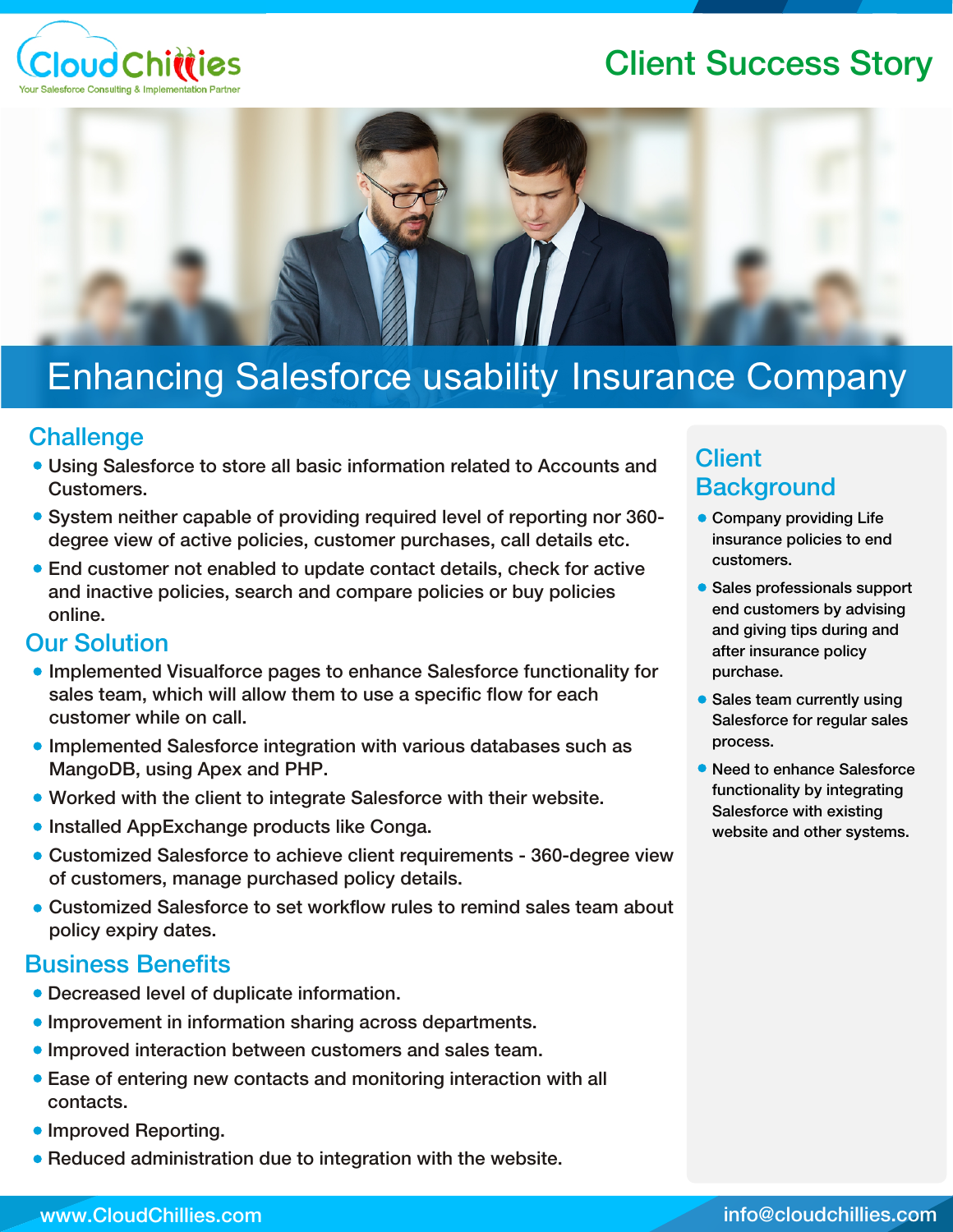CloudChillies
Your Salesforce Consulting & Implementation Partner

# Client Success Story

## Enhancing Salesforce usability Insurance Company

### Challenge

- Using Salesforce to store all basic information related to Accounts and Customers.
- System neither capable of providing required level of reporting nor 360-degree view of active policies, customer purchases, call details etc.
- End customer not enabled to update contact details, check for active and inactive policies, search and compare policies or buy policies online.

### Our Solution

- Implemented Visualforce pages to enhance Salesforce functionality for sales team, which will allow them to use a specific flow for each customer while on call.
- Implemented Salesforce integration with various databases such as MangoDB, using Apex and PHP.
- Worked with the client to integrate Salesforce with their website.
- Installed AppExchange products like Conga.
- Customized Salesforce to achieve client requirements - 360-degree view of customers, manage purchased policy details.
- Customized Salesforce to set workflow rules to remind sales team about policy expiry dates.

### Business Benefits

- Decreased level of duplicate information.
- Improvement in information sharing across departments.
- Improved interaction between customers and sales team.
- Ease of entering new contacts and monitoring interaction with all contacts.
- Improved Reporting.
- Reduced administration due to integration with the website.

### Client Background

- Company providing Life insurance policies to end customers.
- Sales professionals support end customers by advising and giving tips during and after insurance policy purchase.
- Sales team currently using Salesforce for regular sales process.
- Need to enhance Salesforce functionality by integrating Salesforce with existing website and other systems.

www.CloudChillies.com info@cloudchillies.com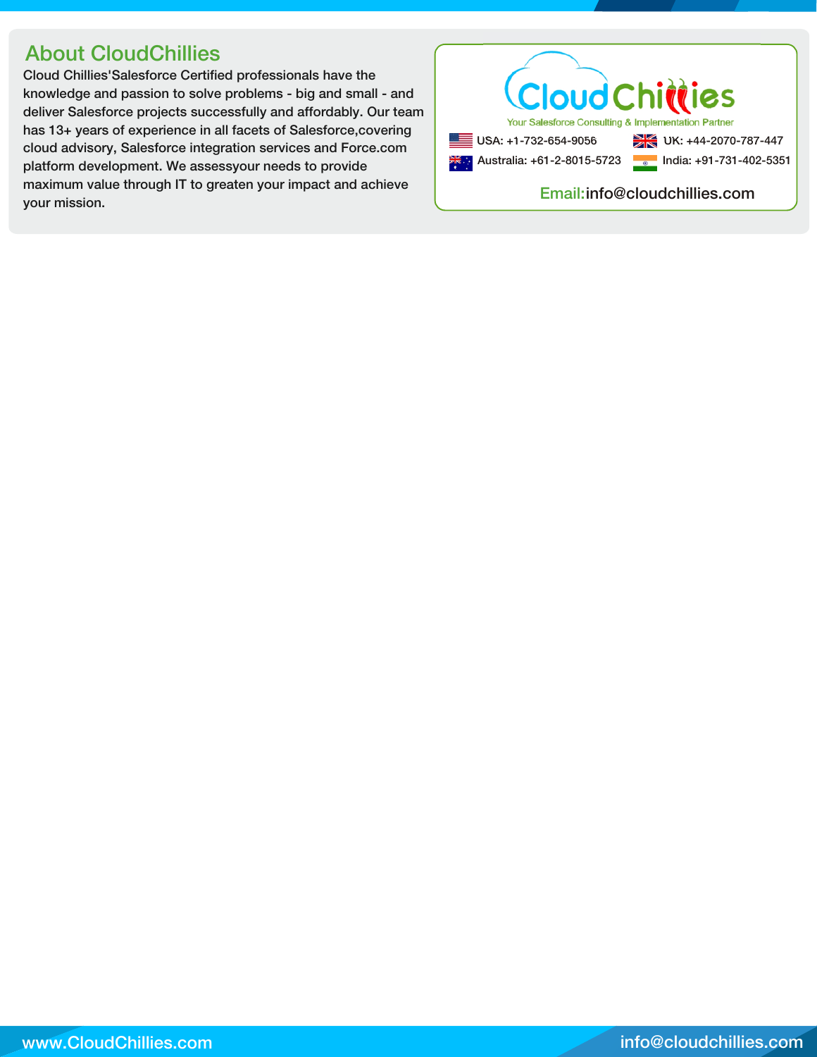## About CloudChillies

Cloud Chillies'Salesforce Certified professionals have the knowledge and passion to solve problems - big and small - and deliver Salesforce projects successfully and affordably. Our team has 13+ years of experience in all facets of Salesforce,covering cloud advisory, Salesforce integration services and Force.com platform development. We assessyour needs to provide maximum value through IT to greaten your impact and achieve your mission.

Cloud Chillies

Your Salesforce Consulting & Implementation Partner

USA: +1-732-654-9056

UK: +44-2070-787-447

Australia: +61-2-8015-5723

India: +91-731-402-5351

Email:info@cloudchillies.com

www.CloudChillies.com

info@cloudchillies.com